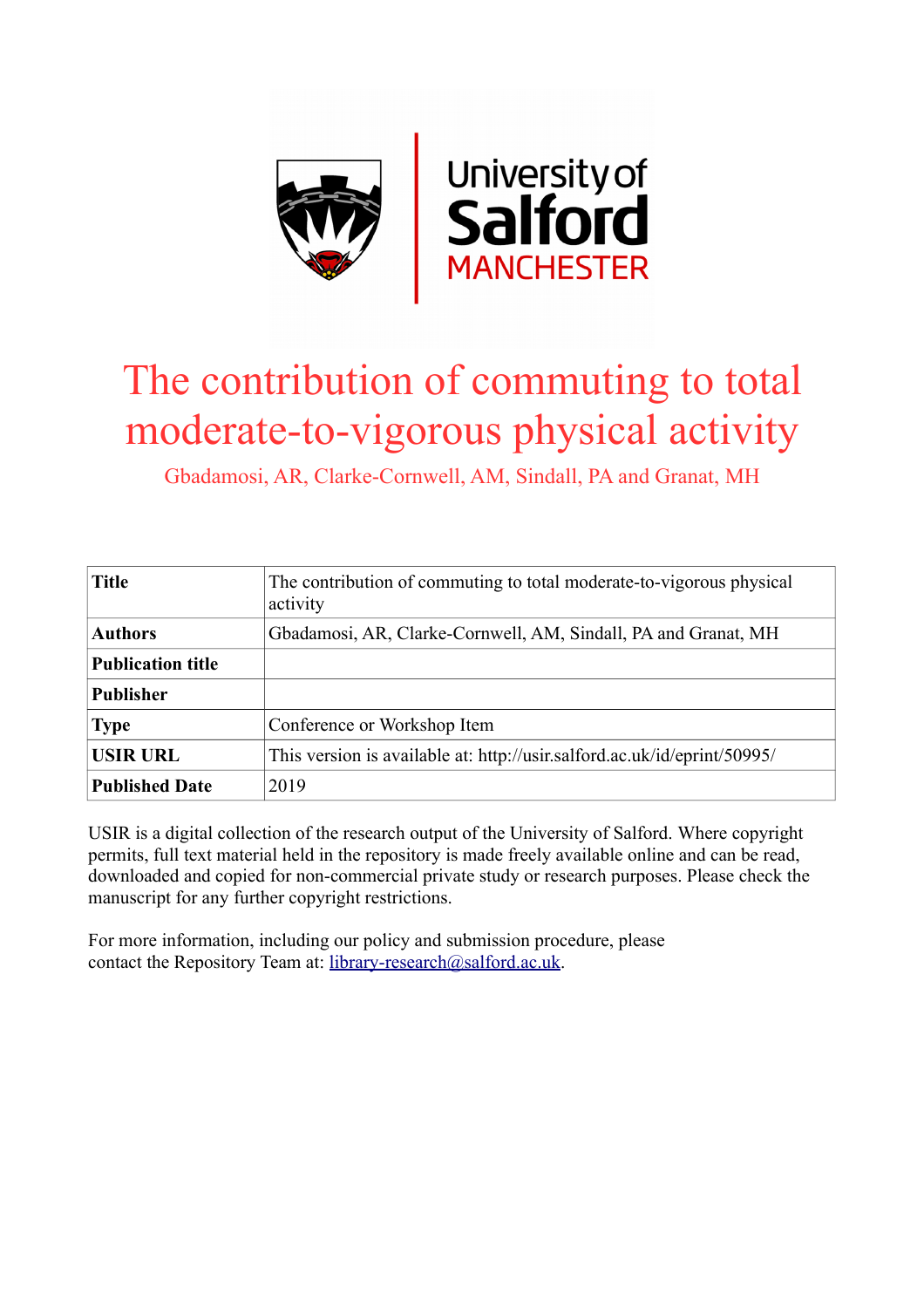# The contribution of commuting to total moderate-to-vigorous physical activity

Gbadamosi, AR, Clarke-Cornwell, AM, Sindall, PA and Granat, MH

| **Title** | The contribution of commuting to total moderate-to-vigorous physical activity |
|---|---|
| **Authors** | Gbadamosi, AR, Clarke-Cornwell, AM, Sindall, PA and Granat, MH |
| **Publication title** | |
| **Publisher** | |
| **Type** | Conference or Workshop Item |
| **USIR URL** | This version is available at: http://usir.salford.ac.uk/id/eprint/50995/ |
| **Published Date** | 2019 |

USIR is a digital collection of the research output of the University of Salford. Where copyright permits, full text material held in the repository is made freely available online and can be read, downloaded and copied for non-commercial private study or research purposes. Please check the manuscript for any further copyright restrictions.

For more information, including our policy and submission procedure, please contact the Repository Team at: library-research@salford.ac.uk.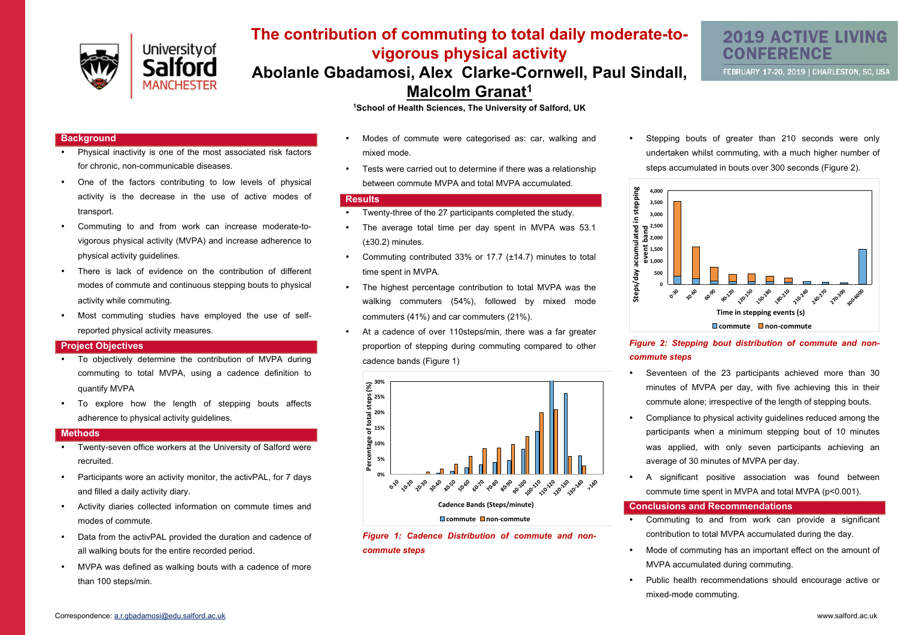# The contribution of commuting to total daily moderate-to-vigorous physical activity

**Abolanle Gbadamosi, Alex Clarke-Cornwell, Paul Sindall, Malcolm Granat[1]**

[1]School of Health Sciences, The University of Salford, UK

2019 ACTIVE LIVING CONFERENCE
FEBRUARY 17-20, 2019 | CHARLESTON, SC, USA

## Background

- Physical inactivity is one of the most associated risk factors for chronic, non-communicable diseases.
- One of the factors contributing to low levels of physical activity is the decrease in the use of active modes of transport.
- Commuting to and from work can increase moderate-to-vigorous physical activity (MVPA) and increase adherence to physical activity guidelines.
- There is lack of evidence on the contribution of different modes of commute and continuous stepping bouts to physical activity while commuting.
- Most commuting studies have employed the use of self-reported physical activity measures.

## Project Objectives

- To objectively determine the contribution of MVPA during commuting to total MVPA, using a cadence definition to quantify MVPA
- To explore how the length of stepping bouts affects adherence to physical activity guidelines.

## Methods

- Twenty-seven office workers at the University of Salford were recruited.
- Participants wore an activity monitor, the activPAL, for 7 days and filled a daily activity diary.
- Activity diaries collected information on commute times and modes of commute.
- Data from the activPAL provided the duration and cadence of all walking bouts for the entire recorded period.
- MVPA was defined as walking bouts with a cadence of more than 100 steps/min.
- Modes of commute were categorised as: car, walking and mixed mode.
- Tests were carried out to determine if there was a relationship between commute MVPA and total MVPA accumulated.

## Results

- Twenty-three of the 27 participants completed the study.
- The average total time per day spent in MVPA was 53.1 (±30.2) minutes.
- Commuting contributed 33% or 17.7 (±14.7) minutes to total time spent in MVPA.
- The highest percentage contribution to total MVPA was the walking commuters (54%), followed by mixed mode commuters (41%) and car commuters (21%).
- At a cadence of over 110steps/min, there was a far greater proportion of stepping during commuting compared to other cadence bands (Figure 1)

Percentage of total steps (%)
30%
25%
20%
15%
10%
5%
0%
0-10 10-20 20-30 30-40 40-50 50-60 60-70 70-80 80-90 90-100 100-110 110-120 120-130 130-140 >140
Cadence Bands (Steps/minute)
commute non-commute

*Figure 1: Cadence Distribution of commute and non-commute steps*

- Stepping bouts of greater than 210 seconds were only undertaken whilst commuting, with a much higher number of steps accumulated in bouts over 300 seconds (Figure 2).

Steps/day accumulated in stepping event band
4,000
3,500
3,000
2,500
2,000
1,500
1,000
500
0
0-30 30-60 60-90 90-120 120-150 150-180 180-210 210-240 240-270 270-300 300-6000
Time in stepping events (s)
commute non-commute

*Figure 2: Stepping bout distribution of commute and non-commute steps*

- Seventeen of the 23 participants achieved more than 30 minutes of MVPA per day, with five achieving this in their commute alone; irrespective of the length of stepping bouts.
- Compliance to physical activity guidelines reduced among the participants when a minimum stepping bout of 10 minutes was applied, with only seven participants achieving an average of 30 minutes of MVPA per day.
- A significant positive association was found between commute time spent in MVPA and total MVPA ($p<0.001$).

## Conclusions and Recommendations

- Commuting to and from work can provide a significant contribution to total MVPA accumulated during the day.
- Mode of commuting has an important effect on the amount of MVPA accumulated during commuting.
- Public health recommendations should encourage active or mixed-mode commuting.

Correspondence: a.r.gbadamosi@edu.salford.ac.uk

www.salford.ac.uk